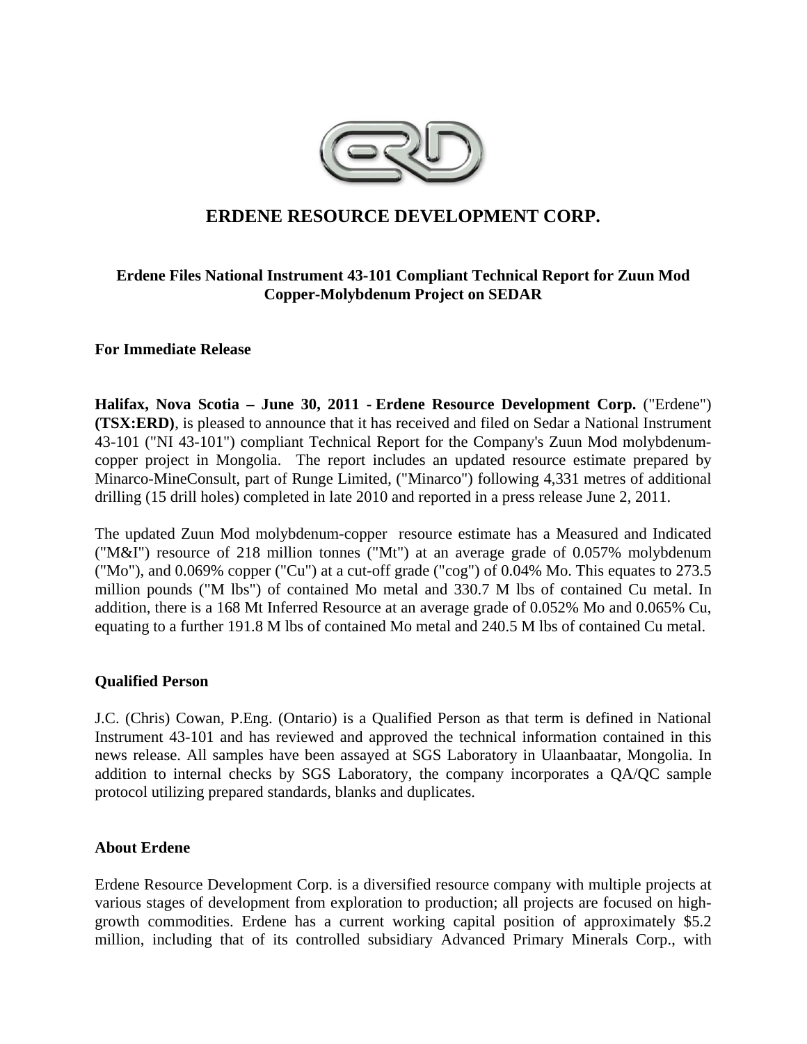# ERDENE RESOURCE DEVELOPMENT CORP.

## Erdene Files National Instrument 43-101 Compliant Technical Report for Zuun Mod Copper-Molybdenum Project on SEDAR

**For Immediate Release**

**Halifax, Nova Scotia – June 30, 2011 - Erdene Resource Development Corp.** ("Erdene") **(TSX:ERD)**, is pleased to announce that it has received and filed on Sedar a National Instrument 43-101 ("NI 43-101") compliant Technical Report for the Company's Zuun Mod molybdenum-copper project in Mongolia. The report includes an updated resource estimate prepared by Minarco-MineConsult, part of Runge Limited, ("Minarco") following 4,331 metres of additional drilling (15 drill holes) completed in late 2010 and reported in a press release June 2, 2011.

The updated Zuun Mod molybdenum-copper resource estimate has a Measured and Indicated ("M&I") resource of 218 million tonnes ("Mt") at an average grade of 0.057% molybdenum ("Mo"), and 0.069% copper ("Cu") at a cut-off grade ("cog") of 0.04% Mo. This equates to 273.5 million pounds ("M lbs") of contained Mo metal and 330.7 M lbs of contained Cu metal. In addition, there is a 168 Mt Inferred Resource at an average grade of 0.052% Mo and 0.065% Cu, equating to a further 191.8 M lbs of contained Mo metal and 240.5 M lbs of contained Cu metal.

### Qualified Person

J.C. (Chris) Cowan, P.Eng. (Ontario) is a Qualified Person as that term is defined in National Instrument 43-101 and has reviewed and approved the technical information contained in this news release. All samples have been assayed at SGS Laboratory in Ulaanbaatar, Mongolia. In addition to internal checks by SGS Laboratory, the company incorporates a QA/QC sample protocol utilizing prepared standards, blanks and duplicates.

### About Erdene

Erdene Resource Development Corp. is a diversified resource company with multiple projects at various stages of development from exploration to production; all projects are focused on high-growth commodities. Erdene has a current working capital position of approximately $5.2 million, including that of its controlled subsidiary Advanced Primary Minerals Corp., with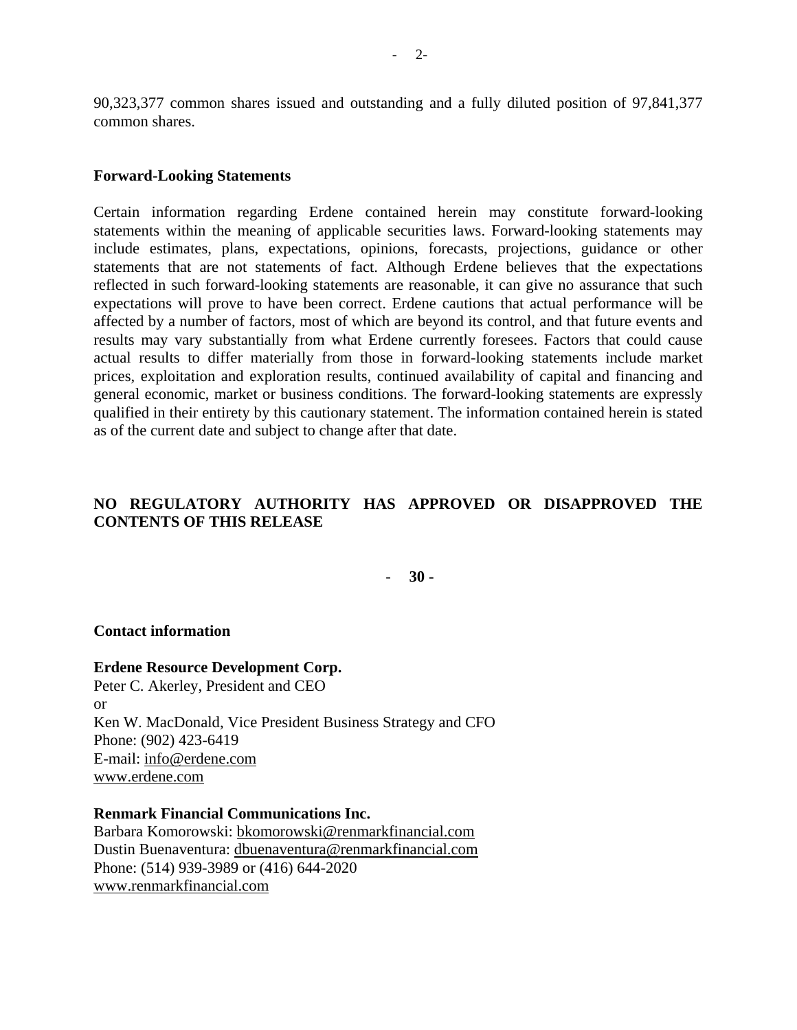90,323,377 common shares issued and outstanding and a fully diluted position of 97,841,377 common shares.

**Forward-Looking Statements**

Certain information regarding Erdene contained herein may constitute forward-looking statements within the meaning of applicable securities laws. Forward-looking statements may include estimates, plans, expectations, opinions, forecasts, projections, guidance or other statements that are not statements of fact. Although Erdene believes that the expectations reflected in such forward-looking statements are reasonable, it can give no assurance that such expectations will prove to have been correct. Erdene cautions that actual performance will be affected by a number of factors, most of which are beyond its control, and that future events and results may vary substantially from what Erdene currently foresees. Factors that could cause actual results to differ materially from those in forward-looking statements include market prices, exploitation and exploration results, continued availability of capital and financing and general economic, market or business conditions. The forward-looking statements are expressly qualified in their entirety by this cautionary statement. The information contained herein is stated as of the current date and subject to change after that date.

**NO REGULATORY AUTHORITY HAS APPROVED OR DISAPPROVED THE CONTENTS OF THIS RELEASE**

- **30 -**

**Contact information**

**Erdene Resource Development Corp.**
Peter C. Akerley, President and CEO
or
Ken W. MacDonald, Vice President Business Strategy and CFO
Phone: (902) 423-6419
E-mail: info@erdene.com
www.erdene.com

**Renmark Financial Communications Inc.**
Barbara Komorowski: bkomorowski@renmarkfinancial.com
Dustin Buenaventura: dbuenaventura@renmarkfinancial.com
Phone: (514) 939-3989 or (416) 644-2020
www.renmarkfinancial.com